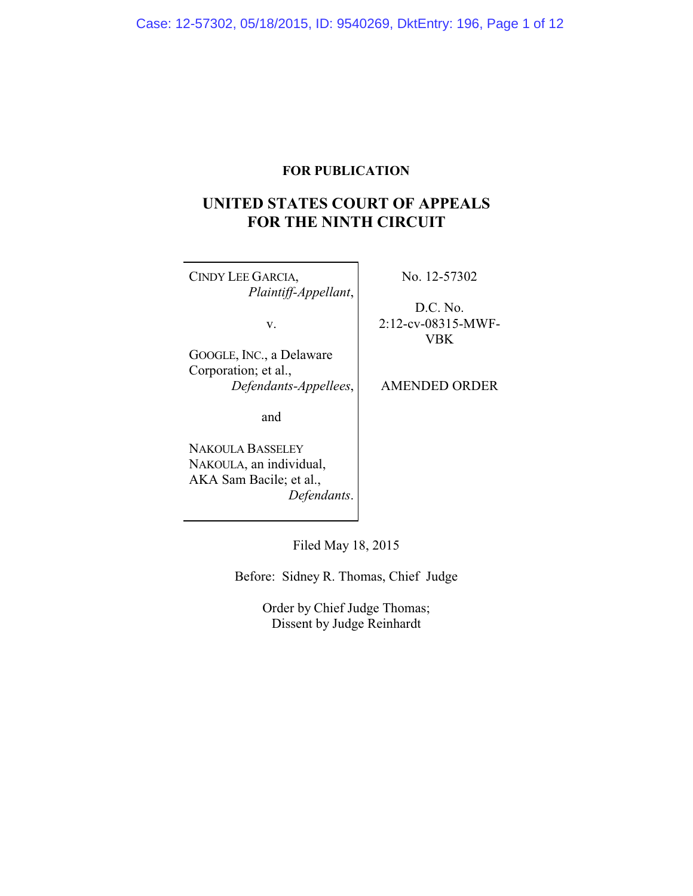**FOR PUBLICATION**

# UNITED STATES COURT OF APPEALS FOR THE NINTH CIRCUIT

| | |
|---|---|
| CINDY LEE GARCIA, *Plaintiff-Appellant*,<br><br>v.<br><br>GOOGLE, INC., a Delaware Corporation; et al., *Defendants-Appellees*,<br><br>and<br><br>NAKOULA BASSELEY NAKOULA, an individual, AKA Sam Bacile; et al., *Defendants*. | No. 12-57302<br><br>D.C. No. 2:12-cv-08315-MWF-VBK<br><br>AMENDED ORDER |

Filed May 18, 2015

Before: Sidney R. Thomas, Chief Judge

Order by Chief Judge Thomas;
Dissent by Judge Reinhardt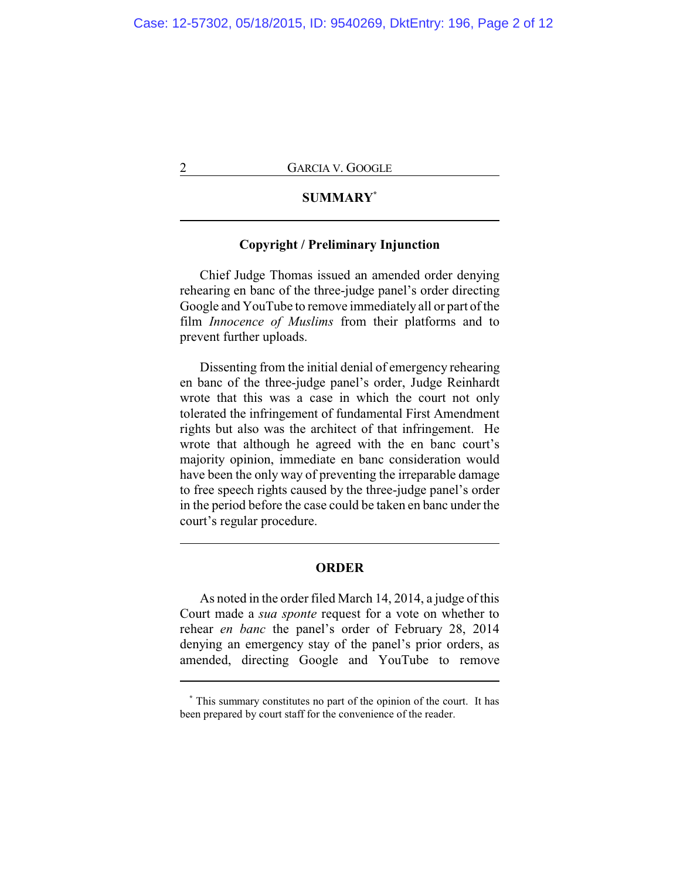## SUMMARY[*]

### Copyright / Preliminary Injunction

Chief Judge Thomas issued an amended order denying rehearing en banc of the three-judge panel's order directing Google and YouTube to remove immediately all or part of the film *Innocence of Muslims* from their platforms and to prevent further uploads.

Dissenting from the initial denial of emergency rehearing en banc of the three-judge panel's order, Judge Reinhardt wrote that this was a case in which the court not only tolerated the infringement of fundamental First Amendment rights but also was the architect of that infringement. He wrote that although he agreed with the en banc court's majority opinion, immediate en banc consideration would have been the only way of preventing the irreparable damage to free speech rights caused by the three-judge panel's order in the period before the case could be taken en banc under the court's regular procedure.

## ORDER

As noted in the order filed March 14, 2014, a judge of this Court made a *sua sponte* request for a vote on whether to rehear *en banc* the panel's order of February 28, 2014 denying an emergency stay of the panel's prior orders, as amended, directing Google and YouTube to remove

[*] This summary constitutes no part of the opinion of the court. It has been prepared by court staff for the convenience of the reader.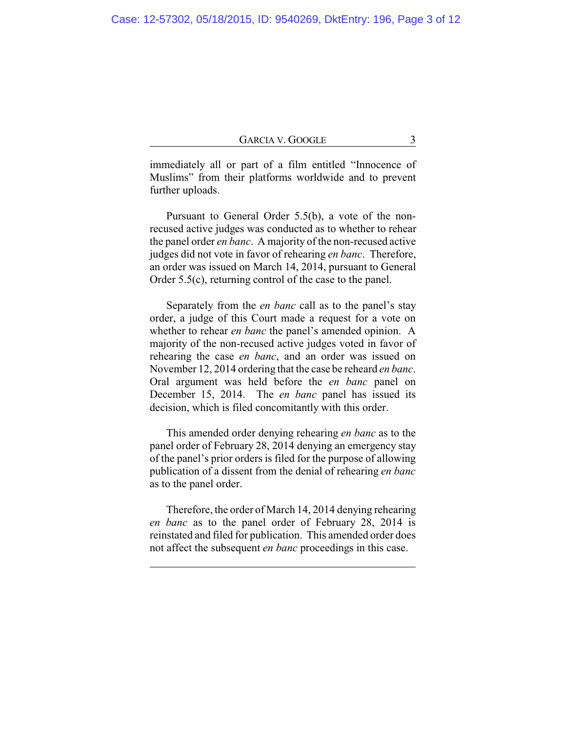immediately all or part of a film entitled "Innocence of Muslims" from their platforms worldwide and to prevent further uploads.

Pursuant to General Order 5.5(b), a vote of the non-recused active judges was conducted as to whether to rehear the panel order *en banc*. A majority of the non-recused active judges did not vote in favor of rehearing *en banc*. Therefore, an order was issued on March 14, 2014, pursuant to General Order 5.5(c), returning control of the case to the panel.

Separately from the *en banc* call as to the panel's stay order, a judge of this Court made a request for a vote on whether to rehear *en banc* the panel's amended opinion. A majority of the non-recused active judges voted in favor of rehearing the case *en banc*, and an order was issued on November 12, 2014 ordering that the case be reheard *en banc*. Oral argument was held before the *en banc* panel on December 15, 2014. The *en banc* panel has issued its decision, which is filed concomitantly with this order.

This amended order denying rehearing *en banc* as to the panel order of February 28, 2014 denying an emergency stay of the panel's prior orders is filed for the purpose of allowing publication of a dissent from the denial of rehearing *en banc* as to the panel order.

Therefore, the order of March 14, 2014 denying rehearing *en banc* as to the panel order of February 28, 2014 is reinstated and filed for publication. This amended order does not affect the subsequent *en banc* proceedings in this case.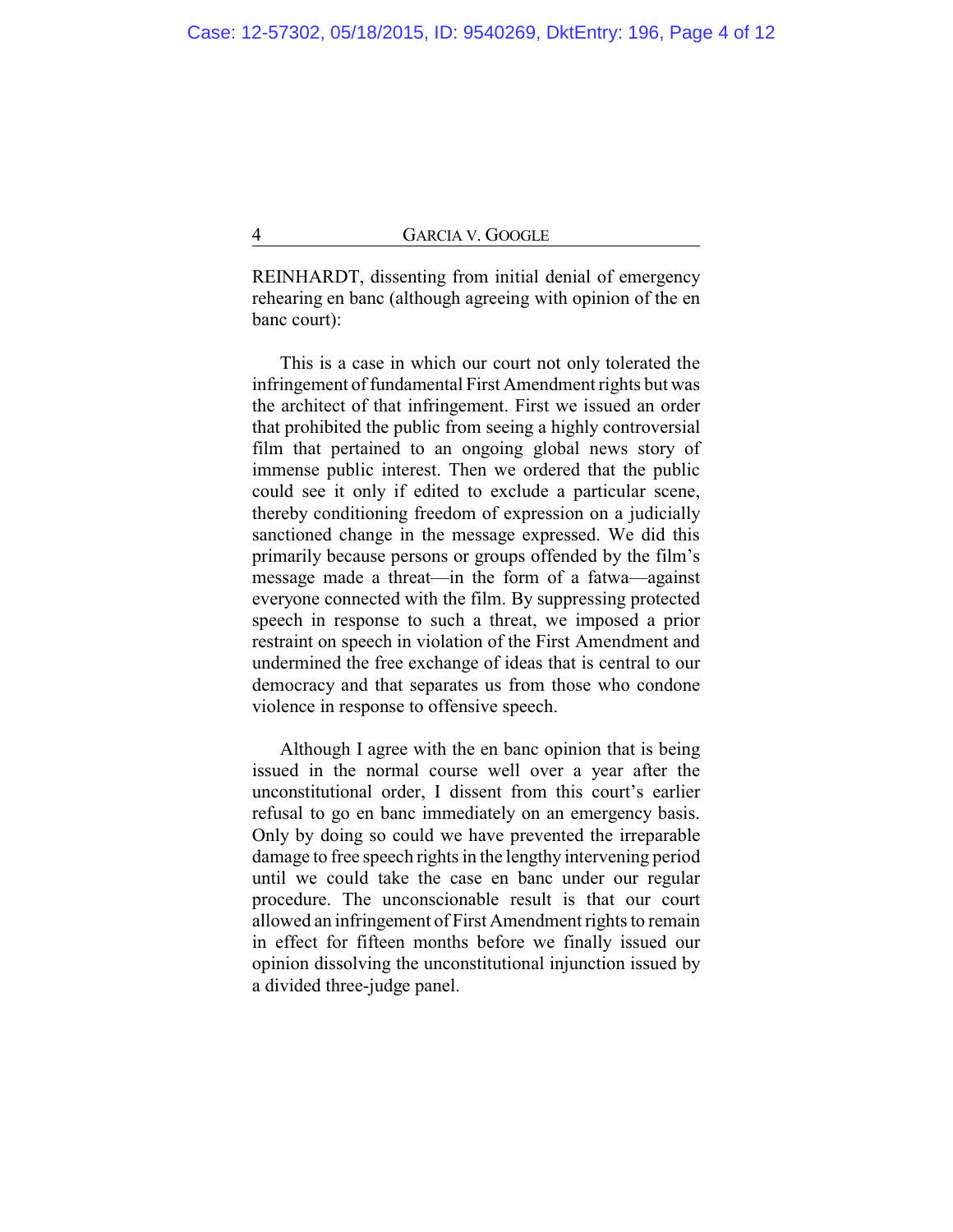REINHARDT, dissenting from initial denial of emergency rehearing en banc (although agreeing with opinion of the en banc court):

This is a case in which our court not only tolerated the infringement of fundamental First Amendment rights but was the architect of that infringement. First we issued an order that prohibited the public from seeing a highly controversial film that pertained to an ongoing global news story of immense public interest. Then we ordered that the public could see it only if edited to exclude a particular scene, thereby conditioning freedom of expression on a judicially sanctioned change in the message expressed. We did this primarily because persons or groups offended by the film's message made a threat—in the form of a fatwa—against everyone connected with the film. By suppressing protected speech in response to such a threat, we imposed a prior restraint on speech in violation of the First Amendment and undermined the free exchange of ideas that is central to our democracy and that separates us from those who condone violence in response to offensive speech.

Although I agree with the en banc opinion that is being issued in the normal course well over a year after the unconstitutional order, I dissent from this court's earlier refusal to go en banc immediately on an emergency basis. Only by doing so could we have prevented the irreparable damage to free speech rights in the lengthy intervening period until we could take the case en banc under our regular procedure. The unconscionable result is that our court allowed an infringement of First Amendment rights to remain in effect for fifteen months before we finally issued our opinion dissolving the unconstitutional injunction issued by a divided three-judge panel.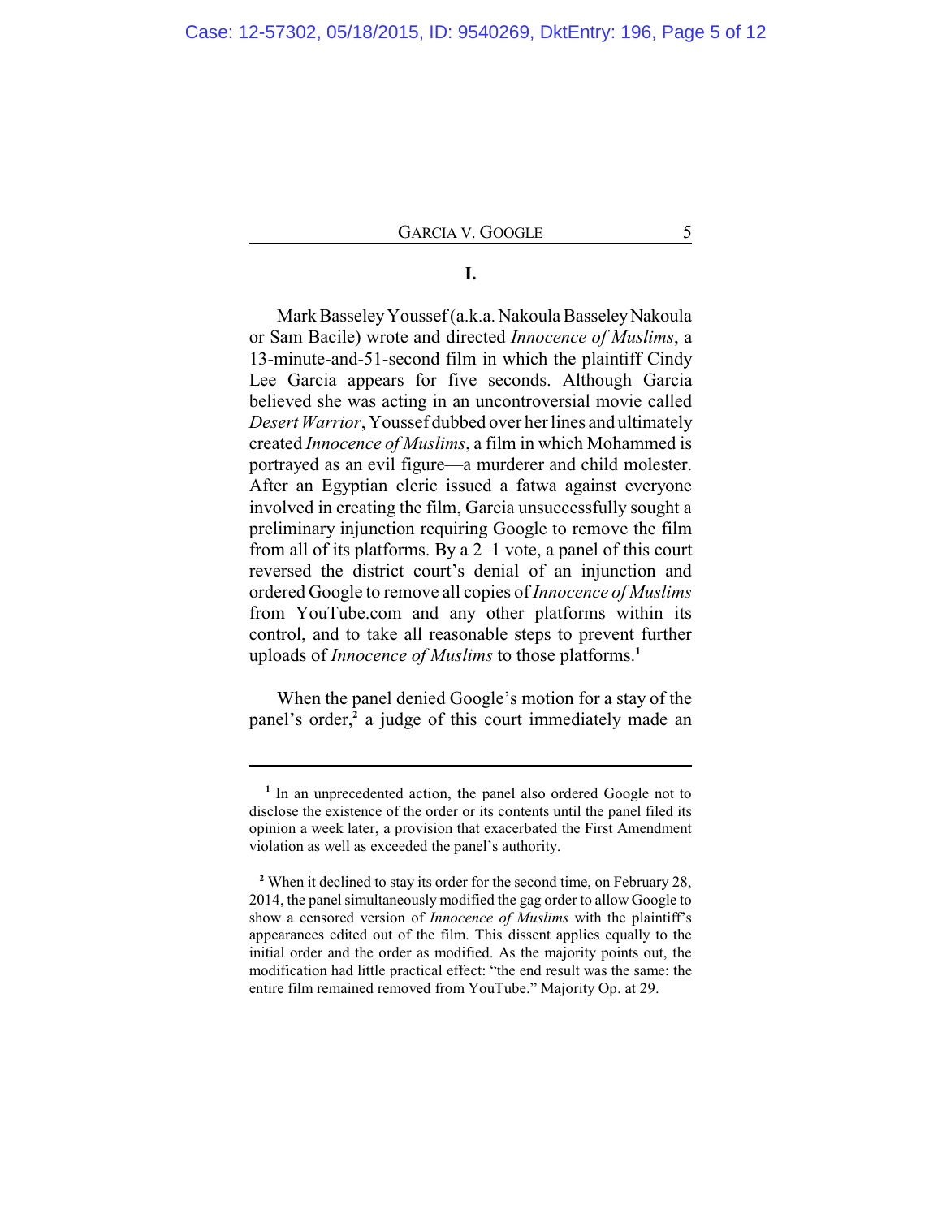## I.

Mark Basseley Youssef (a.k.a. Nakoula Basseley Nakoula or Sam Bacile) wrote and directed *Innocence of Muslims*, a 13-minute-and-51-second film in which the plaintiff Cindy Lee Garcia appears for five seconds. Although Garcia believed she was acting in an uncontroversial movie called *Desert Warrior*, Youssef dubbed over her lines and ultimately created *Innocence of Muslims*, a film in which Mohammed is portrayed as an evil figure—a murderer and child molester. After an Egyptian cleric issued a fatwa against everyone involved in creating the film, Garcia unsuccessfully sought a preliminary injunction requiring Google to remove the film from all of its platforms. By a 2–1 vote, a panel of this court reversed the district court's denial of an injunction and ordered Google to remove all copies of *Innocence of Muslims* from YouTube.com and any other platforms within its control, and to take all reasonable steps to prevent further uploads of *Innocence of Muslims* to those platforms.[1]

When the panel denied Google's motion for a stay of the panel's order,[2] a judge of this court immediately made an

---

[1] In an unprecedented action, the panel also ordered Google not to disclose the existence of the order or its contents until the panel filed its opinion a week later, a provision that exacerbated the First Amendment violation as well as exceeded the panel's authority.

[2] When it declined to stay its order for the second time, on February 28, 2014, the panel simultaneously modified the gag order to allow Google to show a censored version of *Innocence of Muslims* with the plaintiff's appearances edited out of the film. This dissent applies equally to the initial order and the order as modified. As the majority points out, the modification had little practical effect: "the end result was the same: the entire film remained removed from YouTube." Majority Op. at 29.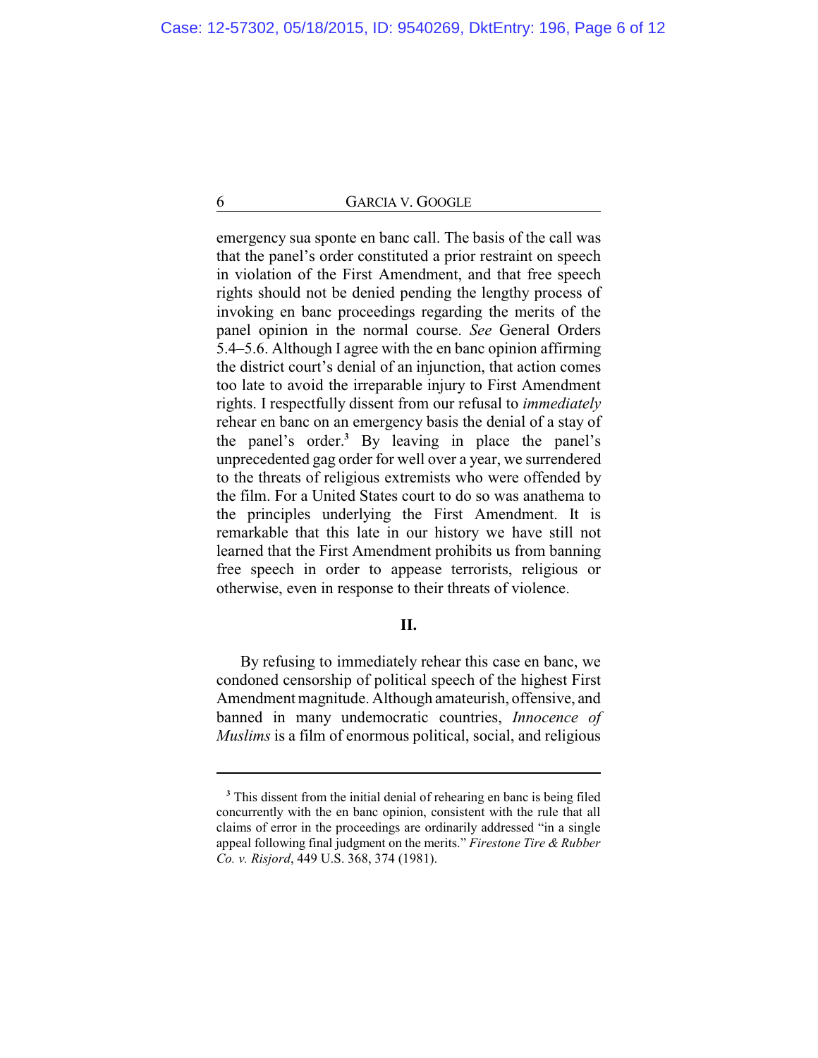emergency sua sponte en banc call. The basis of the call was that the panel's order constituted a prior restraint on speech in violation of the First Amendment, and that free speech rights should not be denied pending the lengthy process of invoking en banc proceedings regarding the merits of the panel opinion in the normal course. *See* General Orders 5.4–5.6. Although I agree with the en banc opinion affirming the district court's denial of an injunction, that action comes too late to avoid the irreparable injury to First Amendment rights. I respectfully dissent from our refusal to *immediately* rehear en banc on an emergency basis the denial of a stay of the panel's order.[3] By leaving in place the panel's unprecedented gag order for well over a year, we surrendered to the threats of religious extremists who were offended by the film. For a United States court to do so was anathema to the principles underlying the First Amendment. It is remarkable that this late in our history we have still not learned that the First Amendment prohibits us from banning free speech in order to appease terrorists, religious or otherwise, even in response to their threats of violence.

## II.

By refusing to immediately rehear this case en banc, we condoned censorship of political speech of the highest First Amendment magnitude. Although amateurish, offensive, and banned in many undemocratic countries, *Innocence of Muslims* is a film of enormous political, social, and religious

---

[3] This dissent from the initial denial of rehearing en banc is being filed concurrently with the en banc opinion, consistent with the rule that all claims of error in the proceedings are ordinarily addressed "in a single appeal following final judgment on the merits." *Firestone Tire & Rubber Co. v. Risjord*, 449 U.S. 368, 374 (1981).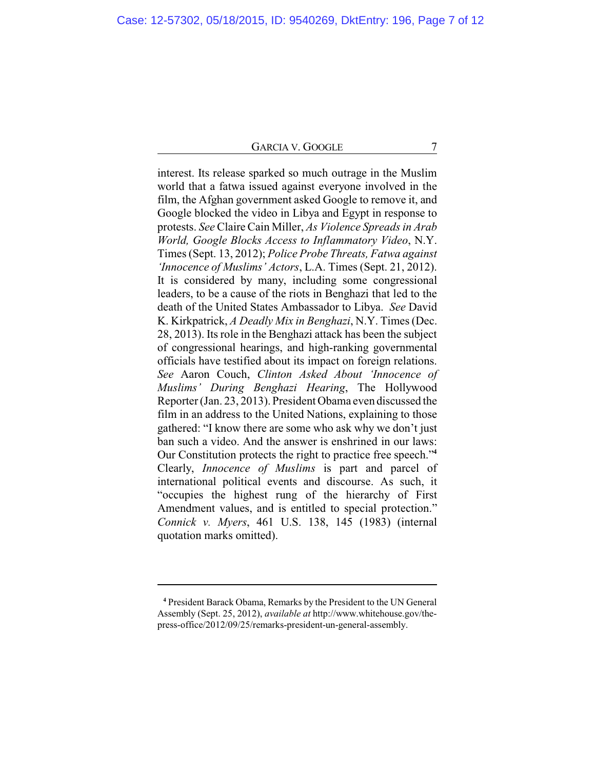interest. Its release sparked so much outrage in the Muslim world that a fatwa issued against everyone involved in the film, the Afghan government asked Google to remove it, and Google blocked the video in Libya and Egypt in response to protests. *See* Claire Cain Miller, *As Violence Spreads in Arab World, Google Blocks Access to Inflammatory Video*, N.Y. Times (Sept. 13, 2012); *Police Probe Threats, Fatwa against 'Innocence of Muslims' Actors*, L.A. Times (Sept. 21, 2012). It is considered by many, including some congressional leaders, to be a cause of the riots in Benghazi that led to the death of the United States Ambassador to Libya. *See* David K. Kirkpatrick, *A Deadly Mix in Benghazi*, N.Y. Times (Dec. 28, 2013). Its role in the Benghazi attack has been the subject of congressional hearings, and high-ranking governmental officials have testified about its impact on foreign relations. *See* Aaron Couch, *Clinton Asked About 'Innocence of Muslims' During Benghazi Hearing*, The Hollywood Reporter (Jan. 23, 2013). President Obama even discussed the film in an address to the United Nations, explaining to those gathered: "I know there are some who ask why we don't just ban such a video. And the answer is enshrined in our laws: Our Constitution protects the right to practice free speech."[4] Clearly, *Innocence of Muslims* is part and parcel of international political events and discourse. As such, it "occupies the highest rung of the hierarchy of First Amendment values, and is entitled to special protection." *Connick v. Myers*, 461 U.S. 138, 145 (1983) (internal quotation marks omitted).

---

[4] President Barack Obama, Remarks by the President to the UN General Assembly (Sept. 25, 2012), *available at* http://www.whitehouse.gov/the-press-office/2012/09/25/remarks-president-un-general-assembly.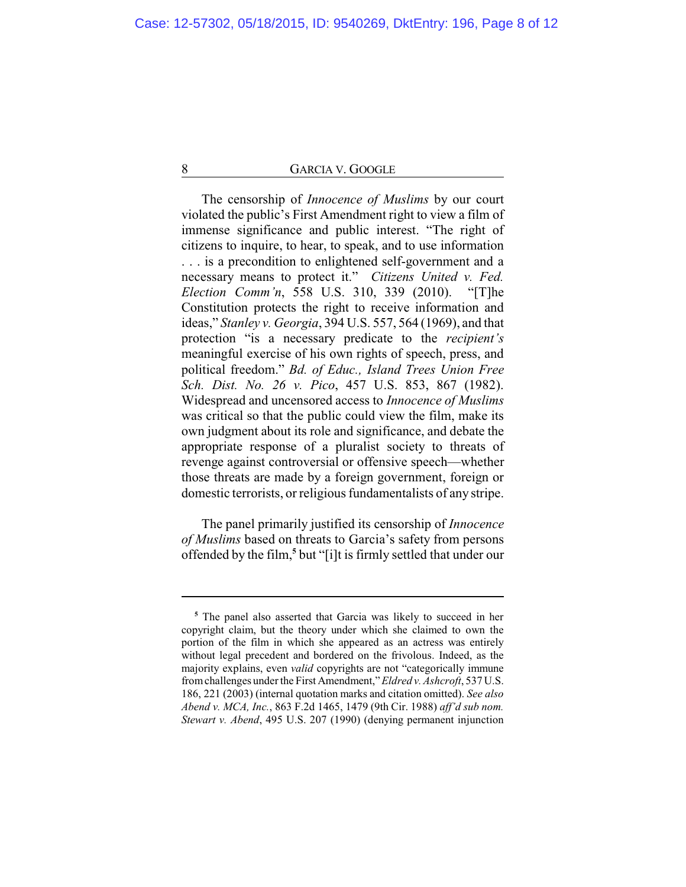The censorship of *Innocence of Muslims* by our court violated the public's First Amendment right to view a film of immense significance and public interest. "The right of citizens to inquire, to hear, to speak, and to use information . . . is a precondition to enlightened self-government and a necessary means to protect it." *Citizens United v. Fed. Election Comm'n*, 558 U.S. 310, 339 (2010). "[T]he Constitution protects the right to receive information and ideas," *Stanley v. Georgia*, 394 U.S. 557, 564 (1969), and that protection "is a necessary predicate to the *recipient's* meaningful exercise of his own rights of speech, press, and political freedom." *Bd. of Educ., Island Trees Union Free Sch. Dist. No. 26 v. Pico*, 457 U.S. 853, 867 (1982). Widespread and uncensored access to *Innocence of Muslims* was critical so that the public could view the film, make its own judgment about its role and significance, and debate the appropriate response of a pluralist society to threats of revenge against controversial or offensive speech—whether those threats are made by a foreign government, foreign or domestic terrorists, or religious fundamentalists of any stripe.

The panel primarily justified its censorship of *Innocence of Muslims* based on threats to Garcia's safety from persons offended by the film,[5] but "[i]t is firmly settled that under our

---

[5] The panel also asserted that Garcia was likely to succeed in her copyright claim, but the theory under which she claimed to own the portion of the film in which she appeared as an actress was entirely without legal precedent and bordered on the frivolous. Indeed, as the majority explains, even *valid* copyrights are not "categorically immune from challenges under the First Amendment," *Eldred v. Ashcroft*, 537 U.S. 186, 221 (2003) (internal quotation marks and citation omitted). *See also Abend v. MCA, Inc.*, 863 F.2d 1465, 1479 (9th Cir. 1988) *aff'd sub nom. Stewart v. Abend*, 495 U.S. 207 (1990) (denying permanent injunction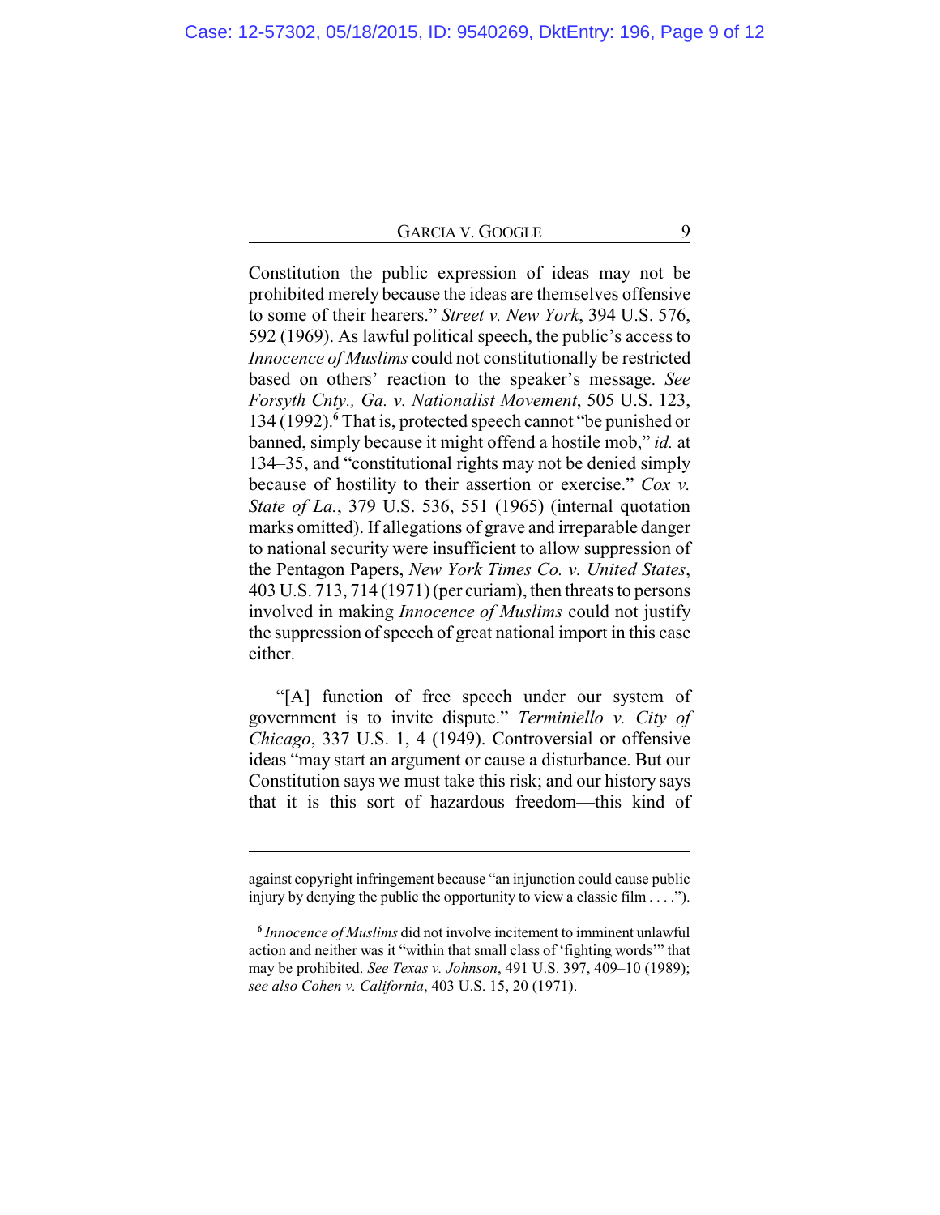Constitution the public expression of ideas may not be prohibited merely because the ideas are themselves offensive to some of their hearers." *Street v. New York*, 394 U.S. 576, 592 (1969). As lawful political speech, the public's access to *Innocence of Muslims* could not constitutionally be restricted based on others' reaction to the speaker's message. *See Forsyth Cnty., Ga. v. Nationalist Movement*, 505 U.S. 123, 134 (1992).[6] That is, protected speech cannot "be punished or banned, simply because it might offend a hostile mob," *id.* at 134–35, and "constitutional rights may not be denied simply because of hostility to their assertion or exercise." *Cox v. State of La.*, 379 U.S. 536, 551 (1965) (internal quotation marks omitted). If allegations of grave and irreparable danger to national security were insufficient to allow suppression of the Pentagon Papers, *New York Times Co. v. United States*, 403 U.S. 713, 714 (1971) (per curiam), then threats to persons involved in making *Innocence of Muslims* could not justify the suppression of speech of great national import in this case either.

"[A] function of free speech under our system of government is to invite dispute." *Terminiello v. City of Chicago*, 337 U.S. 1, 4 (1949). Controversial or offensive ideas "may start an argument or cause a disturbance. But our Constitution says we must take this risk; and our history says that it is this sort of hazardous freedom—this kind of

---

against copyright infringement because "an injunction could cause public injury by denying the public the opportunity to view a classic film . . . .").

[6] *Innocence of Muslims* did not involve incitement to imminent unlawful action and neither was it "within that small class of 'fighting words'" that may be prohibited. *See Texas v. Johnson*, 491 U.S. 397, 409–10 (1989); *see also Cohen v. California*, 403 U.S. 15, 20 (1971).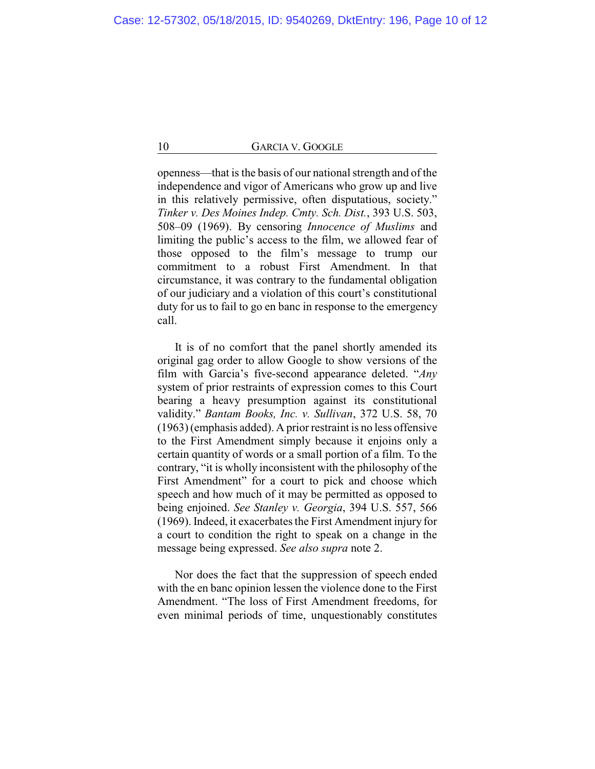openness—that is the basis of our national strength and of the independence and vigor of Americans who grow up and live in this relatively permissive, often disputatious, society." *Tinker v. Des Moines Indep. Cmty. Sch. Dist.*, 393 U.S. 503, 508–09 (1969). By censoring *Innocence of Muslims* and limiting the public's access to the film, we allowed fear of those opposed to the film's message to trump our commitment to a robust First Amendment. In that circumstance, it was contrary to the fundamental obligation of our judiciary and a violation of this court's constitutional duty for us to fail to go en banc in response to the emergency call.

It is of no comfort that the panel shortly amended its original gag order to allow Google to show versions of the film with Garcia's five-second appearance deleted. "*Any* system of prior restraints of expression comes to this Court bearing a heavy presumption against its constitutional validity." *Bantam Books, Inc. v. Sullivan*, 372 U.S. 58, 70 (1963) (emphasis added). A prior restraint is no less offensive to the First Amendment simply because it enjoins only a certain quantity of words or a small portion of a film. To the contrary, "it is wholly inconsistent with the philosophy of the First Amendment" for a court to pick and choose which speech and how much of it may be permitted as opposed to being enjoined. *See Stanley v. Georgia*, 394 U.S. 557, 566 (1969). Indeed, it exacerbates the First Amendment injury for a court to condition the right to speak on a change in the message being expressed. *See also supra* note 2.

Nor does the fact that the suppression of speech ended with the en banc opinion lessen the violence done to the First Amendment. "The loss of First Amendment freedoms, for even minimal periods of time, unquestionably constitutes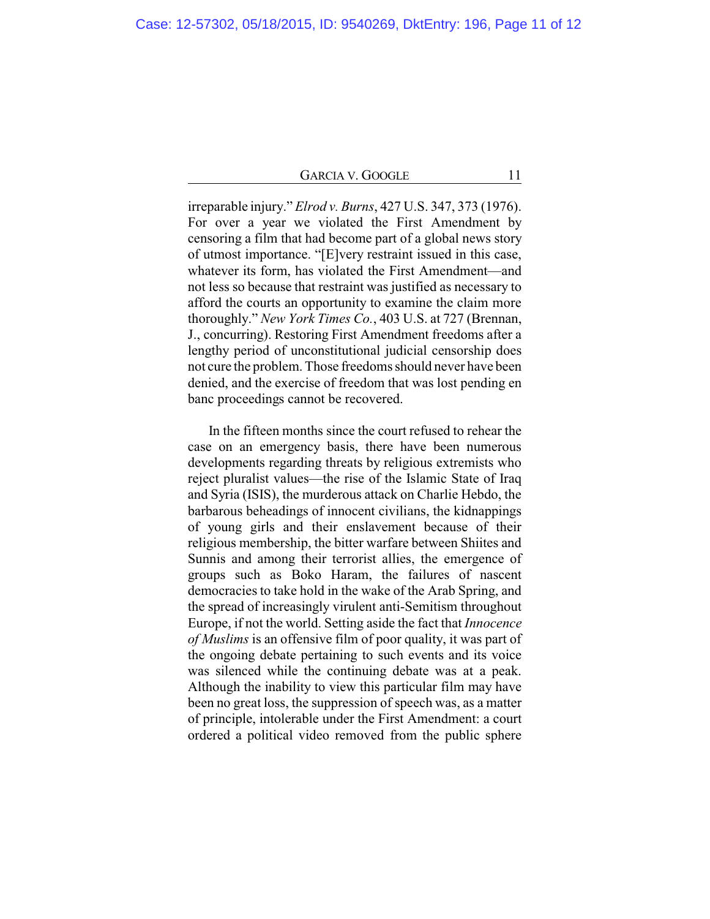irreparable injury." *Elrod v. Burns*, 427 U.S. 347, 373 (1976). For over a year we violated the First Amendment by censoring a film that had become part of a global news story of utmost importance. "[E]very restraint issued in this case, whatever its form, has violated the First Amendment—and not less so because that restraint was justified as necessary to afford the courts an opportunity to examine the claim more thoroughly." *New York Times Co.*, 403 U.S. at 727 (Brennan, J., concurring). Restoring First Amendment freedoms after a lengthy period of unconstitutional judicial censorship does not cure the problem. Those freedoms should never have been denied, and the exercise of freedom that was lost pending en banc proceedings cannot be recovered.

In the fifteen months since the court refused to rehear the case on an emergency basis, there have been numerous developments regarding threats by religious extremists who reject pluralist values—the rise of the Islamic State of Iraq and Syria (ISIS), the murderous attack on Charlie Hebdo, the barbarous beheadings of innocent civilians, the kidnappings of young girls and their enslavement because of their religious membership, the bitter warfare between Shiites and Sunnis and among their terrorist allies, the emergence of groups such as Boko Haram, the failures of nascent democracies to take hold in the wake of the Arab Spring, and the spread of increasingly virulent anti-Semitism throughout Europe, if not the world. Setting aside the fact that *Innocence of Muslims* is an offensive film of poor quality, it was part of the ongoing debate pertaining to such events and its voice was silenced while the continuing debate was at a peak. Although the inability to view this particular film may have been no great loss, the suppression of speech was, as a matter of principle, intolerable under the First Amendment: a court ordered a political video removed from the public sphere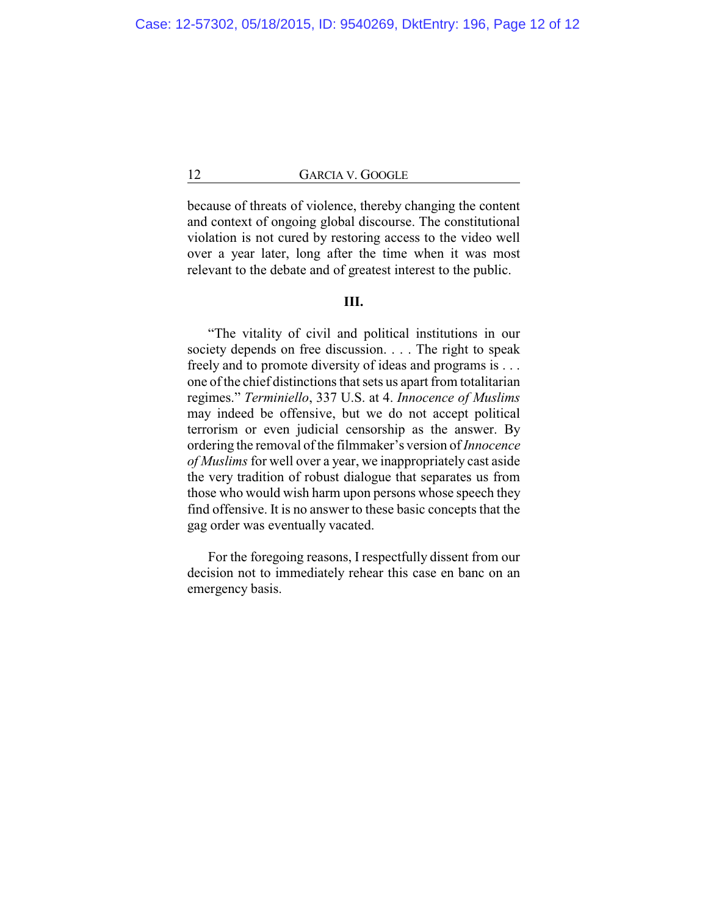because of threats of violence, thereby changing the content and context of ongoing global discourse. The constitutional violation is not cured by restoring access to the video well over a year later, long after the time when it was most relevant to the debate and of greatest interest to the public.

### III.

"The vitality of civil and political institutions in our society depends on free discussion. . . . The right to speak freely and to promote diversity of ideas and programs is . . . one of the chief distinctions that sets us apart from totalitarian regimes." *Terminiello*, 337 U.S. at 4. *Innocence of Muslims* may indeed be offensive, but we do not accept political terrorism or even judicial censorship as the answer. By ordering the removal of the filmmaker's version of *Innocence of Muslims* for well over a year, we inappropriately cast aside the very tradition of robust dialogue that separates us from those who would wish harm upon persons whose speech they find offensive. It is no answer to these basic concepts that the gag order was eventually vacated.

For the foregoing reasons, I respectfully dissent from our decision not to immediately rehear this case en banc on an emergency basis.